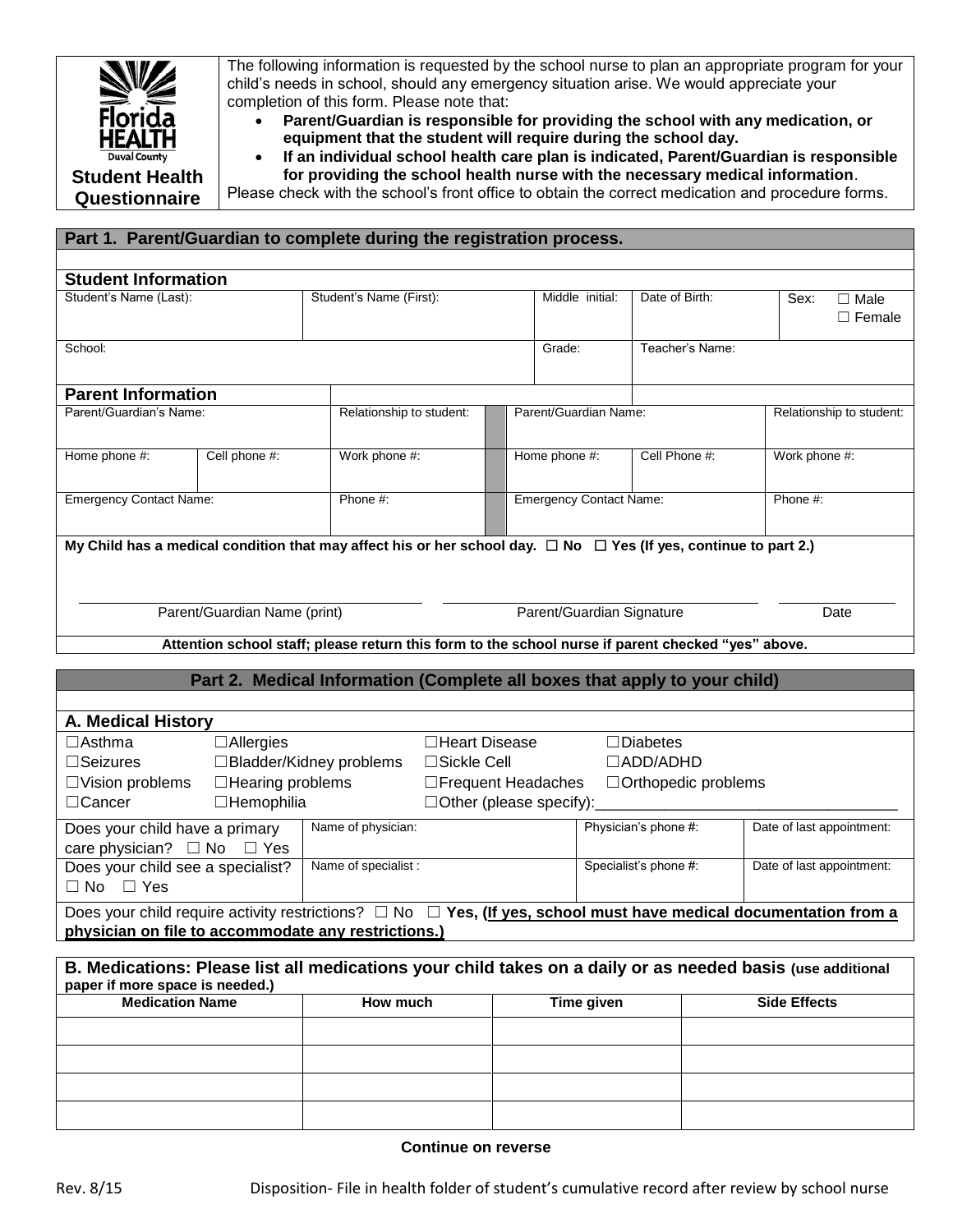**Florida HEALTH**
Duval County

## Student Health Questionnaire

The following information is requested by the school nurse to plan an appropriate program for your child's needs in school, should any emergency situation arise. We would appreciate your completion of this form. Please note that:

- **Parent/Guardian is responsible for providing the school with any medication, or equipment that the student will require during the school day.**
- **If an individual school health care plan is indicated, Parent/Guardian is responsible for providing the school health nurse with the necessary medical information**.

Please check with the school's front office to obtain the correct medication and procedure forms.

## Part 1. Parent/Guardian to complete during the registration process.

### Student Information

| Student's Name (Last): | Student's Name (First): | Middle initial: | Date of Birth: | Sex: ☐ Male ☐ Female |
|---|---|---|---|---|
| School: | | Grade: | Teacher's Name: | |

### Parent Information

| Parent/Guardian's Name: | | Relationship to student: | Parent/Guardian Name: | | Relationship to student: |
|---|---|---|---|---|---|
| Home phone #: | Cell phone #: | Work phone #: | Home phone #: | Cell Phone #: | Work phone #: |
| Emergency Contact Name: | | Phone #: | Emergency Contact Name: | | Phone #: |

**My Child has a medical condition that may affect his or her school day. ☐ No ☐ Yes (If yes, continue to part 2.)**

______________________ Parent/Guardian Name (print) ______________________ Parent/Guardian Signature __________ Date

**Attention school staff; please return this form to the school nurse if parent checked "yes" above.**

## Part 2. Medical Information (Complete all boxes that apply to your child)

### A. Medical History

| | | | |
|---|---|---|---|
| ☐Asthma | ☐Allergies | ☐Heart Disease | ☐Diabetes |
| ☐Seizures | ☐Bladder/Kidney problems | ☐Sickle Cell | ☐ADD/ADHD |
| ☐Vision problems | ☐Hearing problems | ☐Frequent Headaches | ☐Orthopedic problems |
| ☐Cancer | ☐Hemophilia | ☐Other (please specify):__________ | |

| | | | |
|---|---|---|---|
| Does your child have a primary care physician? ☐ No ☐ Yes | Name of physician: | Physician's phone #: | Date of last appointment: |
| Does your child see a specialist? ☐ No ☐ Yes | Name of specialist : | Specialist's phone #: | Date of last appointment: |

Does your child require activity restrictions? ☐ No ☐ **Yes, (If yes, school must have medical documentation from a physician on file to accommodate any restrictions.)**

### B. Medications: Please list all medications your child takes on a daily or as needed basis (use additional paper if more space is needed.)

| Medication Name | How much | Time given | Side Effects |
|---|---|---|---|
| | | | |
| | | | |
| | | | |
| | | | |

**Continue on reverse**

Rev. 8/15 Disposition- File in health folder of student's cumulative record after review by school nurse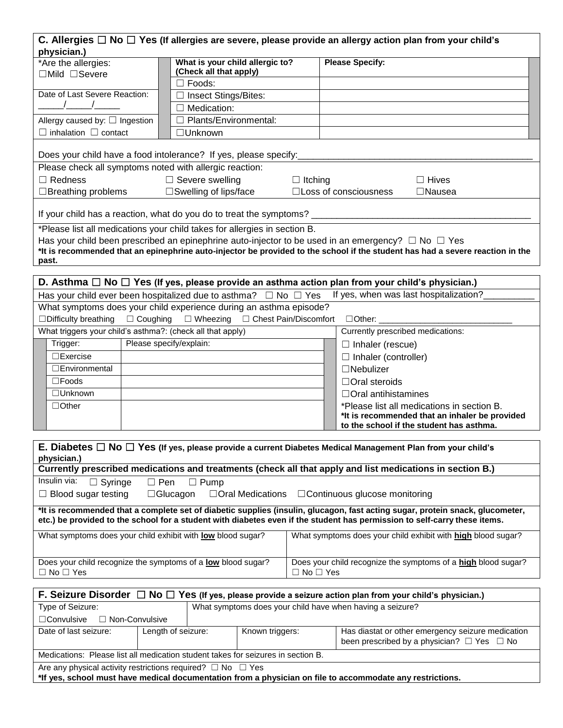**C. Allergies ☐ No ☐ Yes (If allergies are severe, please provide an allergy action plan from your child's physician.)**

| | What is your child allergic to? (Check all that apply) | Please Specify: |
|---|---|---|
| *Are the allergies: ☐Mild ☐Severe | ☐ Foods: | |
| Date of Last Severe Reaction: _____/_____/_____ | ☐ Insect Stings/Bites: | |
| | ☐ Medication: | |
| Allergy caused by: ☐ Ingestion ☐ inhalation ☐ contact | ☐ Plants/Environmental: | |
| | ☐Unknown | |

Does your child have a food intolerance? If yes, please specify:_______________________________________________

Please check all symptoms noted with allergic reaction:

☐ Redness ☐ Severe swelling ☐ Itching ☐ Hives

☐Breathing problems ☐Swelling of lips/face ☐Loss of consciousness ☐Nausea

If your child has a reaction, what do you do to treat the symptoms? ___________________________________________

*Please list all medications your child takes for allergies in section B.

Has your child been prescribed an epinephrine auto-injector to be used in an emergency? ☐ No ☐ Yes

**\*It is recommended that an epinephrine auto-injector be provided to the school if the student has had a severe reaction in the past.**

**D. Asthma ☐ No ☐ Yes (If yes, please provide an asthma action plan from your child's physician.)**

Has your child ever been hospitalized due to asthma? ☐ No ☐ Yes If yes, when was last hospitalization?__________

What symptoms does your child experience during an asthma episode?

☐Difficulty breathing ☐ Coughing ☐ Wheezing ☐ Chest Pain/Discomfort ☐Other: ___________________________

| What triggers your child's asthma?: (check all that apply) | | Currently prescribed medications: |
|---|---|---|
| Trigger: | Please specify/explain: | ☐ Inhaler (rescue) |
| ☐Exercise | | ☐ Inhaler (controller) |
| ☐Environmental | | ☐Nebulizer |
| ☐Foods | | ☐Oral steroids |
| ☐Unknown | | ☐Oral antihistamines |
| ☐Other | | *Please list all medications in section B. **\*It is recommended that an inhaler be provided to the school if the student has asthma.** |

**E. Diabetes ☐ No ☐ Yes (If yes, please provide a current Diabetes Medical Management Plan from your child's physician.)**

**Currently prescribed medications and treatments (check all that apply and list medications in section B.)**

Insulin via: ☐ Syringe ☐ Pen ☐ Pump

☐ Blood sugar testing ☐Glucagon ☐Oral Medications ☐Continuous glucose monitoring

**\*It is recommended that a complete set of diabetic supplies (insulin, glucagon, fast acting sugar, protein snack, glucometer, etc.) be provided to the school for a student with diabetes even if the student has permission to self-carry these items.**

| | |
|---|---|
| What symptoms does your child exhibit with **low** blood sugar? | What symptoms does your child exhibit with **high** blood sugar? |
| Does your child recognize the symptoms of a **low** blood sugar? ☐ No ☐ Yes | Does your child recognize the symptoms of a **high** blood sugar? ☐ No ☐ Yes |

**F. Seizure Disorder ☐ No ☐ Yes (If yes, please provide a seizure action plan from your child's physician.)**

| | | | |
|---|---|---|---|
| Type of Seizure: ☐Convulsive ☐ Non-Convulsive | What symptoms does your child have when having a seizure? | | |
| Date of last seizure: | Length of seizure: | Known triggers: | Has diastat or other emergency seizure medication been prescribed by a physician? ☐ Yes ☐ No |

Medications: Please list all medication student takes for seizures in section B.

Are any physical activity restrictions required? ☐ No ☐ Yes

**\*If yes, school must have medical documentation from a physician on file to accommodate any restrictions.**